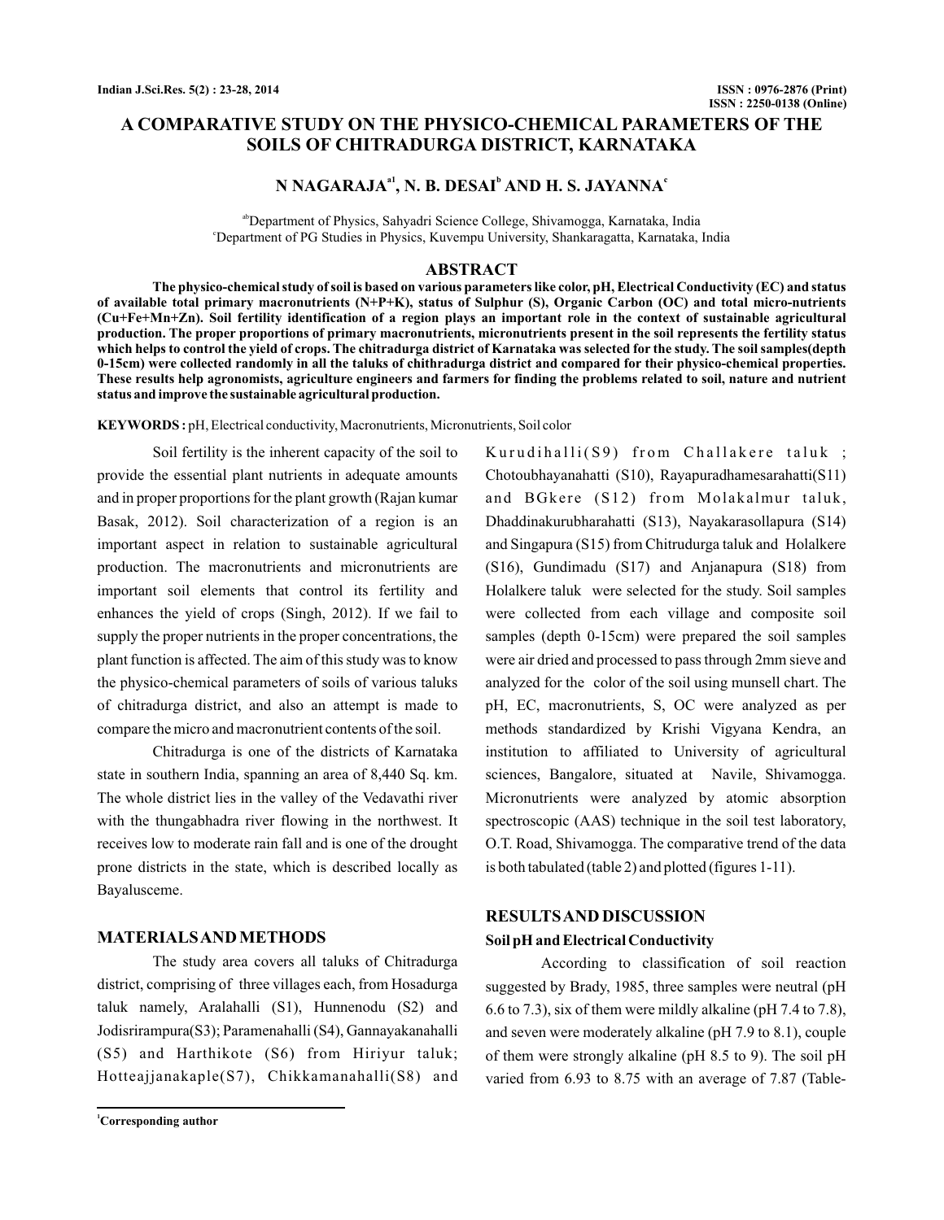# A COMPARATIVE STUDY ON THE PHYSICO-CHEMICAL PARAMETERS OF THE SOILS OF CHITRADURGA DISTRICT, KARNATAKA

**N NAGARAJA[a1], N. B. DESAI[b] AND H. S. JAYANNA[c]**

[ab]Department of Physics, Sahyadri Science College, Shivamogga, Karnataka, India
[c]Department of PG Studies in Physics, Kuvempu University, Shankaragatta, Karnataka, India

## ABSTRACT

**The physico-chemical study of soil is based on various parameters like color, pH, Electrical Conductivity (EC) and status of available total primary macronutrients (N+P+K), status of Sulphur (S), Organic Carbon (OC) and total micro-nutrients (Cu+Fe+Mn+Zn). Soil fertility identification of a region plays an important role in the context of sustainable agricultural production. The proper proportions of primary macronutrients, micronutrients present in the soil represents the fertility status which helps to control the yield of crops. The chitradurga district of Karnataka was selected for the study. The soil samples(depth 0-15cm) were collected randomly in all the taluks of chithradurga district and compared for their physico-chemical properties. These results help agronomists, agriculture engineers and farmers for finding the problems related to soil, nature and nutrient status and improve the sustainable agricultural production.**

**KEYWORDS :** pH, Electrical conductivity, Macronutrients, Micronutrients, Soil color

Soil fertility is the inherent capacity of the soil to provide the essential plant nutrients in adequate amounts and in proper proportions for the plant growth (Rajan kumar Basak, 2012). Soil characterization of a region is an important aspect in relation to sustainable agricultural production. The macronutrients and micronutrients are important soil elements that control its fertility and enhances the yield of crops (Singh, 2012). If we fail to supply the proper nutrients in the proper concentrations, the plant function is affected. The aim of this study was to know the physico-chemical parameters of soils of various taluks of chitradurga district, and also an attempt is made to compare the micro and macronutrient contents of the soil.

Chitradurga is one of the districts of Karnataka state in southern India, spanning an area of 8,440 Sq. km. The whole district lies in the valley of the Vedavathi river with the thungabhadra river flowing in the northwest. It receives low to moderate rain fall and is one of the drought prone districts in the state, which is described locally as Bayalusceme.

## MATERIALS AND METHODS

The study area covers all taluks of Chitradurga district, comprising of three villages each, from Hosadurga taluk namely, Aralahalli (S1), Hunnenodu (S2) and Jodisrirampura(S3); Paramenahalli (S4), Gannayakanahalli (S5) and Harthikote (S6) from Hiriyur taluk; Hotteajjanakaple(S7), Chikkamanahalli(S8) and Kurudihalli(S9) from Challakere taluk ; Chotoubhayanahatti (S10), Rayapuradhamesarahatti(S11) and BGkere (S12) from Molakalmur taluk, Dhaddinakurubharahatti (S13), Nayakarasollapura (S14) and Singapura (S15) from Chitrudurga taluk and Holalkere (S16), Gundimadu (S17) and Anjanapura (S18) from Holalkere taluk were selected for the study. Soil samples were collected from each village and composite soil samples (depth 0-15cm) were prepared the soil samples were air dried and processed to pass through 2mm sieve and analyzed for the color of the soil using munsell chart. The pH, EC, macronutrients, S, OC were analyzed as per methods standardized by Krishi Vigyana Kendra, an institution to affiliated to University of agricultural sciences, Bangalore, situated at Navile, Shivamogga. Micronutrients were analyzed by atomic absorption spectroscopic (AAS) technique in the soil test laboratory, O.T. Road, Shivamogga. The comparative trend of the data is both tabulated (table 2) and plotted (figures 1-11).

## RESULTS AND DISCUSSION

### Soil pH and Electrical Conductivity

According to classification of soil reaction suggested by Brady, 1985, three samples were neutral (pH 6.6 to 7.3), six of them were mildly alkaline (pH 7.4 to 7.8), and seven were moderately alkaline (pH 7.9 to 8.1), couple of them were strongly alkaline (pH 8.5 to 9). The soil pH varied from 6.93 to 8.75 with an average of 7.87 (Table-

[1]Corresponding author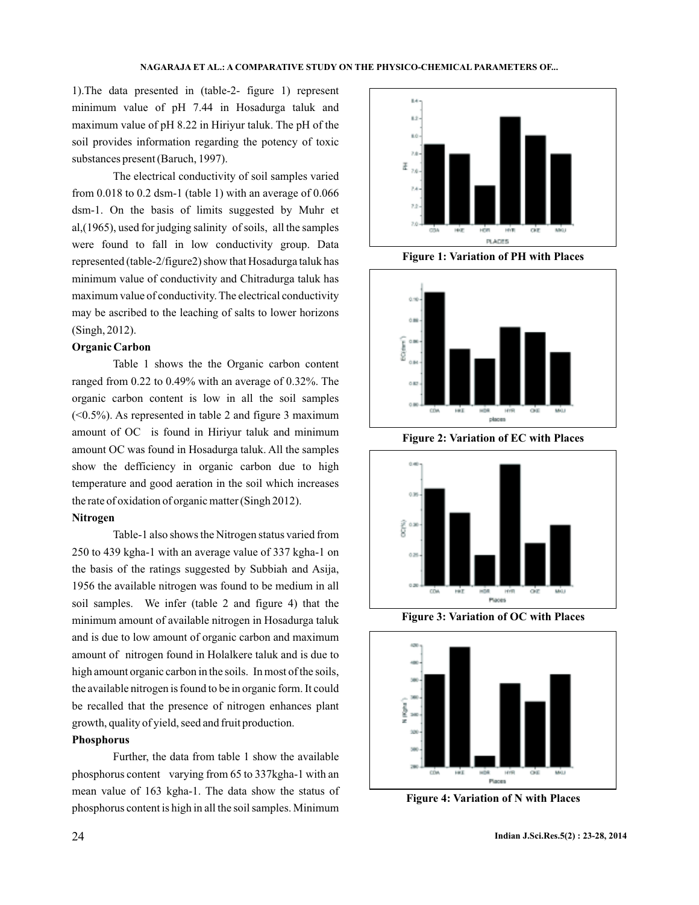1).The data presented in (table-2- figure 1) represent minimum value of pH 7.44 in Hosadurga taluk and maximum value of pH 8.22 in Hiriyur taluk. The pH of the soil provides information regarding the potency of toxic substances present (Baruch, 1997).

The electrical conductivity of soil samples varied from 0.018 to 0.2 dsm-1 (table 1) with an average of 0.066 dsm-1. On the basis of limits suggested by Muhr et al,(1965), used for judging salinity of soils, all the samples were found to fall in low conductivity group. Data represented (table-2/figure2) show that Hosadurga taluk has minimum value of conductivity and Chitradurga taluk has maximum value of conductivity. The electrical conductivity may be ascribed to the leaching of salts to lower horizons (Singh, 2012).

### Organic Carbon

Table 1 shows the the Organic carbon content ranged from 0.22 to 0.49% with an average of 0.32%. The organic carbon content is low in all the soil samples (<0.5%). As represented in table 2 and figure 3 maximum amount of OC is found in Hiriyur taluk and minimum amount OC was found in Hosadurga taluk. All the samples show the defficiency in organic carbon due to high temperature and good aeration in the soil which increases the rate of oxidation of organic matter (Singh 2012).

### Nitrogen

Table-1 also shows the Nitrogen status varied from 250 to 439 kgha-1 with an average value of 337 kgha-1 on the basis of the ratings suggested by Subbiah and Asija, 1956 the available nitrogen was found to be medium in all soil samples. We infer (table 2 and figure 4) that the minimum amount of available nitrogen in Hosadurga taluk and is due to low amount of organic carbon and maximum amount of nitrogen found in Holalkere taluk and is due to high amount organic carbon in the soils. In most of the soils, the available nitrogen is found to be in organic form. It could be recalled that the presence of nitrogen enhances plant growth, quality of yield, seed and fruit production.

### Phosphorus

Further, the data from table 1 show the available phosphorus content varying from 65 to 337kgha-1 with an mean value of 163 kgha-1. The data show the status of phosphorus content is high in all the soil samples. Minimum

**Figure 1: Variation of PH with Places**

**Figure 2: Variation of EC with Places**

**Figure 3: Variation of OC with Places**

**Figure 4: Variation of N with Places**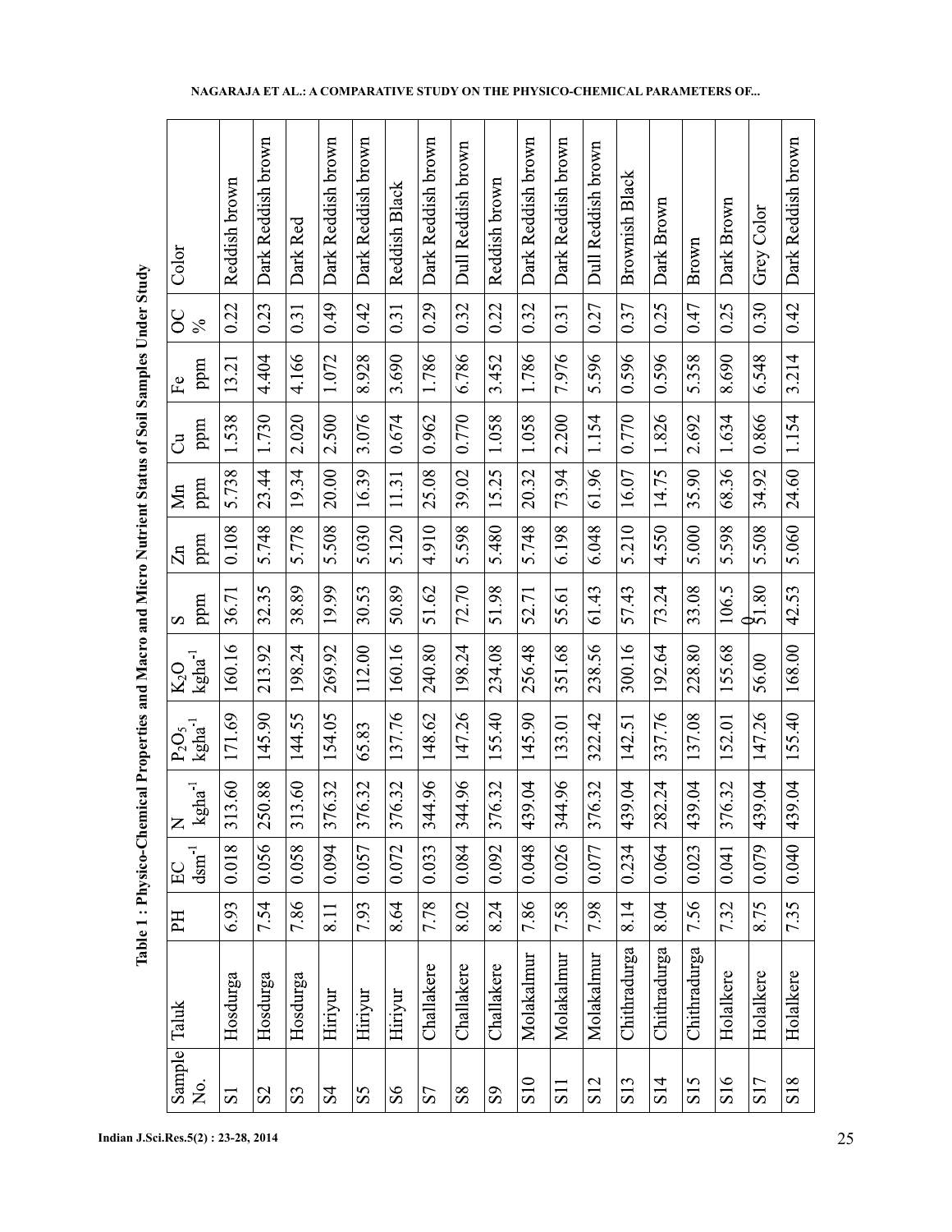**Table 1 : Physico-Chemical Properties and Macro and Micro Nutrient Status of Soil Samples Under Study**

| Sample No. | Taluk | PH | EC $dsm^{-1}$ | N $kgha^{-1}$ | $P_2O_5$ $kgha^{-1}$ | $K_2O$ $kgha^{-1}$ | S ppm | Zn ppm | Mn ppm | Cu ppm | Fe ppm | OC % | Color |
|---|---|---|---|---|---|---|---|---|---|---|---|---|---|
| S1 | Hosdurga | 6.93 | 0.018 | 313.60 | 171.69 | 160.16 | 36.71 | 0.108 | 5.738 | 1.538 | 13.21 | 0.22 | Reddish brown |
| S2 | Hosdurga | 7.54 | 0.056 | 250.88 | 145.90 | 213.92 | 32.35 | 5.748 | 23.44 | 1.730 | 4.404 | 0.23 | Dark Reddish brown |
| S3 | Hosdurga | 7.86 | 0.058 | 313.60 | 144.55 | 198.24 | 38.89 | 5.778 | 19.34 | 2.020 | 4.166 | 0.31 | Dark Red |
| S4 | Hiriyur | 8.11 | 0.094 | 376.32 | 154.05 | 269.92 | 19.99 | 5.508 | 20.00 | 2.500 | 1.072 | 0.49 | Dark Reddish brown |
| S5 | Hiriyur | 7.93 | 0.057 | 376.32 | 65.83 | 112.00 | 30.53 | 5.030 | 16.39 | 3.076 | 8.928 | 0.42 | Dark Reddish brown |
| S6 | Hiriyur | 8.64 | 0.072 | 376.32 | 137.76 | 160.16 | 50.89 | 5.120 | 11.31 | 0.674 | 3.690 | 0.31 | Reddish Black |
| S7 | Challakere | 7.78 | 0.033 | 344.96 | 148.62 | 240.80 | 51.62 | 4.910 | 25.08 | 0.962 | 1.786 | 0.29 | Dark Reddish brown |
| S8 | Challakere | 8.02 | 0.084 | 344.96 | 147.26 | 198.24 | 72.70 | 5.598 | 39.02 | 0.770 | 6.786 | 0.32 | Dull Reddish brown |
| S9 | Challakere | 8.24 | 0.092 | 376.32 | 155.40 | 234.08 | 51.98 | 5.480 | 15.25 | 1.058 | 3.452 | 0.22 | Reddish brown |
| S10 | Molakalmur | 7.86 | 0.048 | 439.04 | 145.90 | 256.48 | 52.71 | 5.748 | 20.32 | 1.058 | 1.786 | 0.32 | Dark Reddish brown |
| S11 | Molakalmur | 7.58 | 0.026 | 344.96 | 133.01 | 351.68 | 55.61 | 6.198 | 73.94 | 2.200 | 7.976 | 0.31 | Dark Reddish brown |
| S12 | Molakalmur | 7.98 | 0.077 | 376.32 | 322.42 | 238.56 | 61.43 | 6.048 | 61.96 | 1.154 | 5.596 | 0.27 | Dull Reddish brown |
| S13 | Chithradurga | 8.14 | 0.234 | 439.04 | 142.51 | 300.16 | 57.43 | 5.210 | 16.07 | 0.770 | 0.596 | 0.37 | Brownish Black |
| S14 | Chithradurga | 8.04 | 0.064 | 282.24 | 337.76 | 192.64 | 73.24 | 4.550 | 14.75 | 1.826 | 0.596 | 0.25 | Dark Brown |
| S15 | Chithradurga | 7.56 | 0.023 | 439.04 | 137.08 | 228.80 | 33.08 | 5.000 | 35.90 | 2.692 | 5.358 | 0.47 | Brown |
| S16 | Holalkere | 7.32 | 0.041 | 376.32 | 152.01 | 155.68 | 106.50 | 5.598 | 68.36 | 1.634 | 8.690 | 0.25 | Dark Brown |
| S17 | Holalkere | 8.75 | 0.079 | 439.04 | 147.26 | 56.00 | 51.80 | 5.508 | 34.92 | 0.866 | 6.548 | 0.30 | Grey Color |
| S18 | Holalkere | 7.35 | 0.040 | 439.04 | 155.40 | 168.00 | 42.53 | 5.060 | 24.60 | 1.154 | 3.214 | 0.42 | Dark Reddish brown |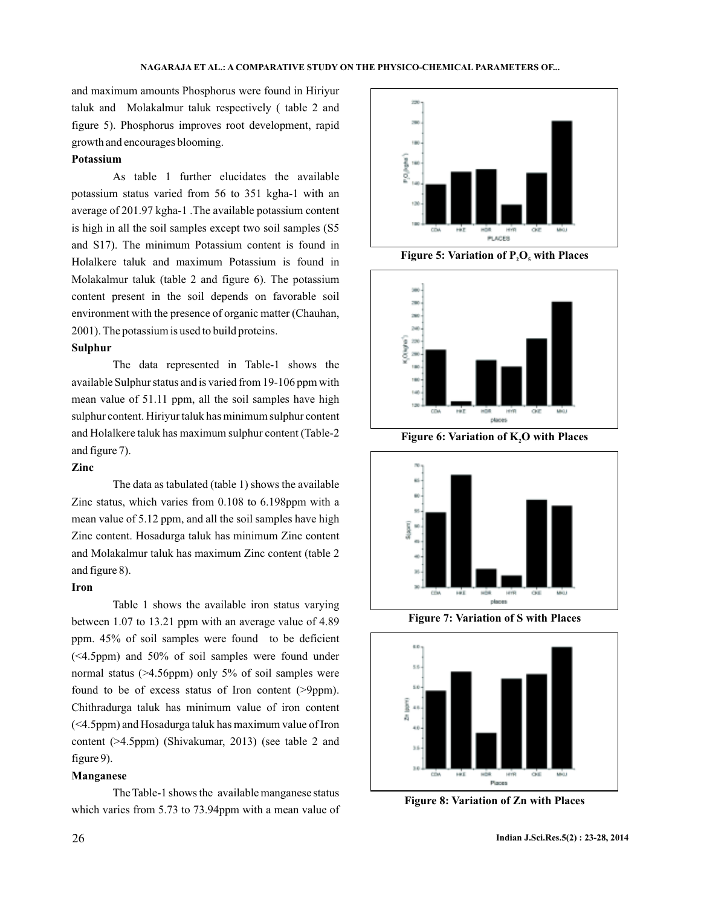and maximum amounts Phosphorus were found in Hiriyur taluk and Molakalmur taluk respectively ( table 2 and figure 5). Phosphorus improves root development, rapid growth and encourages blooming.

**Potassium**

As table 1 further elucidates the available potassium status varied from 56 to 351 kgha-1 with an average of 201.97 kgha-1 .The available potassium content is high in all the soil samples except two soil samples (S5 and S17). The minimum Potassium content is found in Holalkere taluk and maximum Potassium is found in Molakalmur taluk (table 2 and figure 6). The potassium content present in the soil depends on favorable soil environment with the presence of organic matter (Chauhan, 2001). The potassium is used to build proteins.

**Sulphur**

The data represented in Table-1 shows the available Sulphur status and is varied from 19-106 ppm with mean value of 51.11 ppm, all the soil samples have high sulphur content. Hiriyur taluk has minimum sulphur content and Holalkere taluk has maximum sulphur content (Table-2 and figure 7).

**Zinc**

The data as tabulated (table 1) shows the available Zinc status, which varies from 0.108 to 6.198ppm with a mean value of 5.12 ppm, and all the soil samples have high Zinc content. Hosadurga taluk has minimum Zinc content and Molakalmur taluk has maximum Zinc content (table 2 and figure 8).

**Iron**

Table 1 shows the available iron status varying between 1.07 to 13.21 ppm with an average value of 4.89 ppm. 45% of soil samples were found to be deficient (<4.5ppm) and 50% of soil samples were found under normal status (>4.56ppm) only 5% of soil samples were found to be of excess status of Iron content (>9ppm). Chithradurga taluk has minimum value of iron content (<4.5ppm) and Hosadurga taluk has maximum value of Iron content (>4.5ppm) (Shivakumar, 2013) (see table 2 and figure 9).

**Manganese**

The Table-1 shows the available manganese status which varies from 5.73 to 73.94ppm with a mean value of

Figure 5: Variation of $P_2O_5$ with Places

Figure 6: Variation of $K_2O$ with Places

Figure 7: Variation of S with Places

Figure 8: Variation of Zn with Places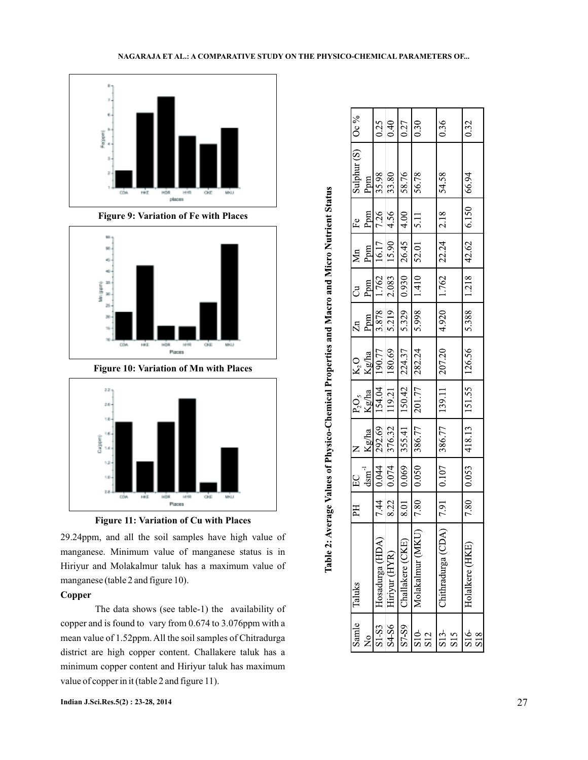Figure 9: Variation of Fe with Places

Figure 10: Variation of Mn with Places

Figure 11: Variation of Cu with Places

29.24ppm, and all the soil samples have high value of manganese. Minimum value of manganese status is in Hiriyur and Molakalmur taluk has a maximum value of manganese (table 2 and figure 10).

### Copper

The data shows (see table-1) the availability of copper and is found to vary from 0.674 to 3.076ppm with a mean value of 1.52ppm. All the soil samples of Chitradurga district are high copper content. Challakere taluk has a minimum copper content and Hiriyur taluk has maximum value of copper in it (table 2 and figure 11).

**Table 2: Average Values of Physico-Chemical Properties and Macro and Micro Nutrient Status**

| Samle No | Taluks | PH | EC $dsm^{-1}$ | N Kg/ha | $P_2O_5$ Kg/ha | $K_2O$ Kg/ha | Zn Ppm | Cu Ppm | Mn Ppm | Fe Ppm | Sulphur (S) Ppm | Oc % |
|---|---|---|---|---|---|---|---|---|---|---|---|---|
| S1-S3 | Hosadurga (HDA) | 7.44 | 0.044 | 292.69 | 154.04 | 190.77 | 3.878 | 1.762 | 16.17 | 7.26 | 35.98 | 0.25 |
| S4-S6 | Hiriyur (HYR) | 8.22 | 0.074 | 376.32 | 119.21 | 180.69 | 5.219 | 2.083 | 15.90 | 4.56 | 33.80 | 0.40 |
| S7-S9 | Challakere (CKE) | 8.01 | 0.069 | 355.41 | 150.42 | 224.37 | 5.329 | 0.930 | 26.45 | 4.00 | 58.76 | 0.27 |
| S10-S12 | Molakalmur (MKU) | 7.80 | 0.050 | 386.77 | 201.77 | 282.24 | 5.998 | 1.410 | 52.01 | 5.11 | 56.78 | 0.30 |
| S13-S15 | Chithradurga (CDA) | 7.91 | 0.107 | 386.77 | 139.11 | 207.20 | 4.920 | 1.762 | 22.24 | 2.18 | 54.58 | 0.36 |
| S16-S18 | Holalkere (HKE) | 7.80 | 0.053 | 418.13 | 151.55 | 126.56 | 5.388 | 1.218 | 42.62 | 6.150 | 66.94 | 0.32 |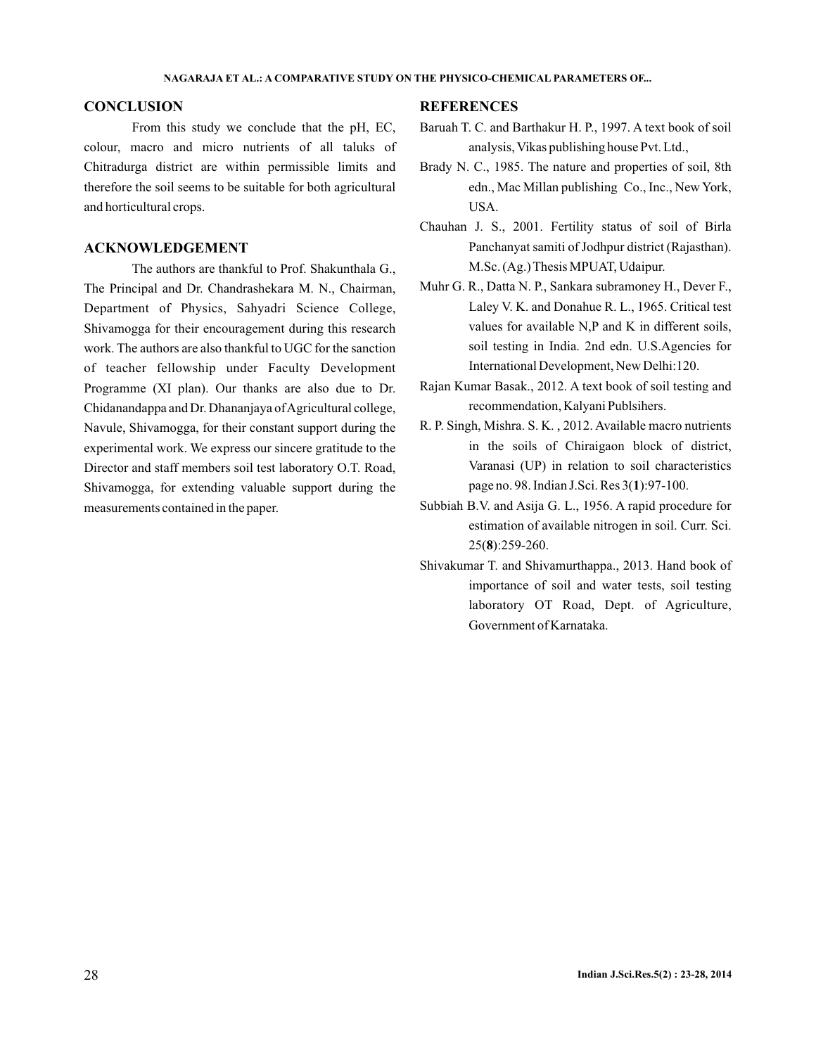## CONCLUSION

From this study we conclude that the pH, EC, colour, macro and micro nutrients of all taluks of Chitradurga district are within permissible limits and therefore the soil seems to be suitable for both agricultural and horticultural crops.

## ACKNOWLEDGEMENT

The authors are thankful to Prof. Shakunthala G., The Principal and Dr. Chandrashekara M. N., Chairman, Department of Physics, Sahyadri Science College, Shivamogga for their encouragement during this research work. The authors are also thankful to UGC for the sanction of teacher fellowship under Faculty Development Programme (XI plan). Our thanks are also due to Dr. Chidanandappa and Dr. Dhananjaya of Agricultural college, Navule, Shivamogga, for their constant support during the experimental work. We express our sincere gratitude to the Director and staff members soil test laboratory O.T. Road, Shivamogga, for extending valuable support during the measurements contained in the paper.

## REFERENCES

Baruah T. C. and Barthakur H. P., 1997. A text book of soil analysis, Vikas publishing house Pvt. Ltd.,

Brady N. C., 1985. The nature and properties of soil, 8th edn., Mac Millan publishing Co., Inc., New York, USA.

Chauhan J. S., 2001. Fertility status of soil of Birla Panchanyat samiti of Jodhpur district (Rajasthan). M.Sc. (Ag.) Thesis MPUAT, Udaipur.

Muhr G. R., Datta N. P., Sankara subramoney H., Dever F., Laley V. K. and Donahue R. L., 1965. Critical test values for available N,P and K in different soils, soil testing in India. 2nd edn. U.S.Agencies for International Development, New Delhi:120.

Rajan Kumar Basak., 2012. A text book of soil testing and recommendation, Kalyani Publsihers.

R. P. Singh, Mishra. S. K. , 2012. Available macro nutrients in the soils of Chiraigaon block of district, Varanasi (UP) in relation to soil characteristics page no. 98. Indian J.Sci. Res 3(**1**):97-100.

Subbiah B.V. and Asija G. L., 1956. A rapid procedure for estimation of available nitrogen in soil. Curr. Sci. 25(**8**):259-260.

Shivakumar T. and Shivamurthappa., 2013. Hand book of importance of soil and water tests, soil testing laboratory OT Road, Dept. of Agriculture, Government of Karnataka.